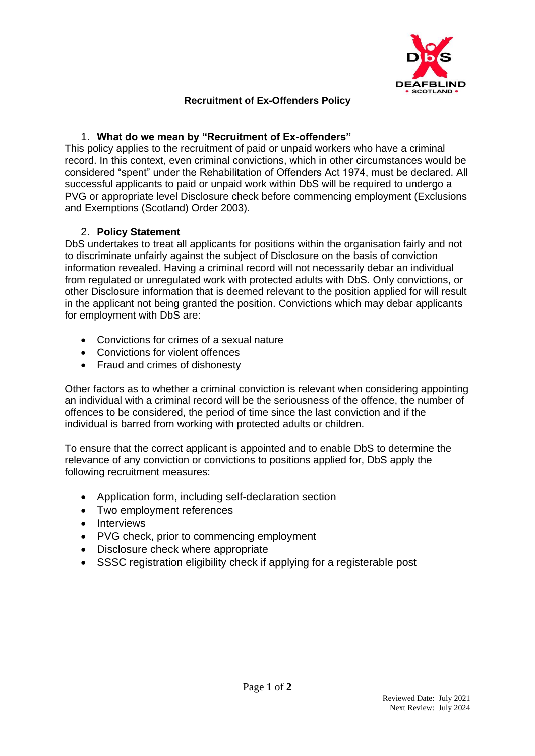# Recruitment of Ex-Offenders Policy

## 1. What do we mean by "Recruitment of Ex-offenders"

This policy applies to the recruitment of paid or unpaid workers who have a criminal record. In this context, even criminal convictions, which in other circumstances would be considered "spent" under the Rehabilitation of Offenders Act 1974, must be declared. All successful applicants to paid or unpaid work within DbS will be required to undergo a PVG or appropriate level Disclosure check before commencing employment (Exclusions and Exemptions (Scotland) Order 2003).

## 2. Policy Statement

DbS undertakes to treat all applicants for positions within the organisation fairly and not to discriminate unfairly against the subject of Disclosure on the basis of conviction information revealed. Having a criminal record will not necessarily debar an individual from regulated or unregulated work with protected adults with DbS. Only convictions, or other Disclosure information that is deemed relevant to the position applied for will result in the applicant not being granted the position. Convictions which may debar applicants for employment with DbS are:

- Convictions for crimes of a sexual nature
- Convictions for violent offences
- Fraud and crimes of dishonesty

Other factors as to whether a criminal conviction is relevant when considering appointing an individual with a criminal record will be the seriousness of the offence, the number of offences to be considered, the period of time since the last conviction and if the individual is barred from working with protected adults or children.

To ensure that the correct applicant is appointed and to enable DbS to determine the relevance of any conviction or convictions to positions applied for, DbS apply the following recruitment measures:

- Application form, including self-declaration section
- Two employment references
- Interviews
- PVG check, prior to commencing employment
- Disclosure check where appropriate
- SSSC registration eligibility check if applying for a registerable post

Reviewed Date: July 2021
Next Review: July 2024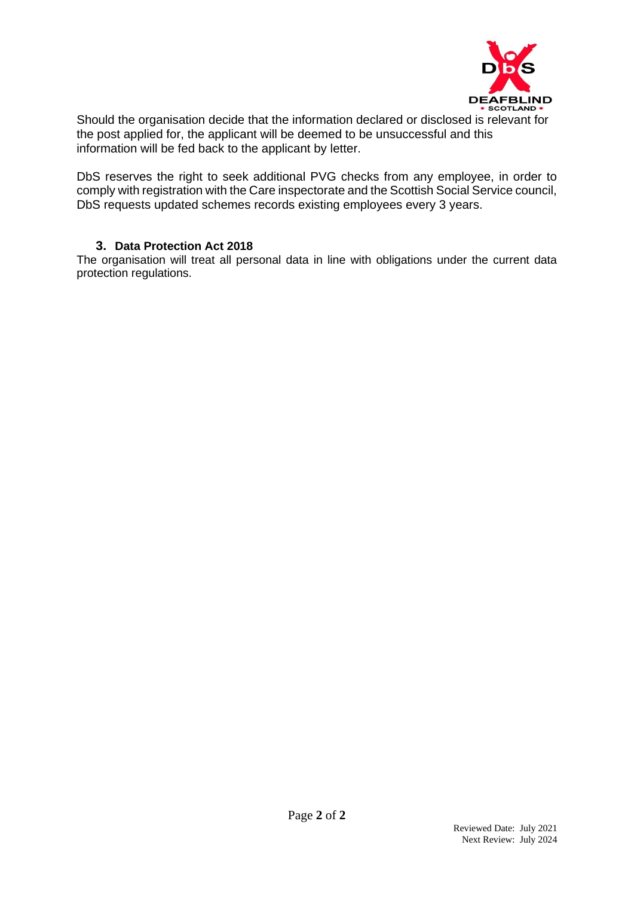Should the organisation decide that the information declared or disclosed is relevant for the post applied for, the applicant will be deemed to be unsuccessful and this information will be fed back to the applicant by letter.

DbS reserves the right to seek additional PVG checks from any employee, in order to comply with registration with the Care inspectorate and the Scottish Social Service council, DbS requests updated schemes records existing employees every 3 years.

### 3. Data Protection Act 2018

The organisation will treat all personal data in line with obligations under the current data protection regulations.

Reviewed Date: July 2021
Next Review: July 2024